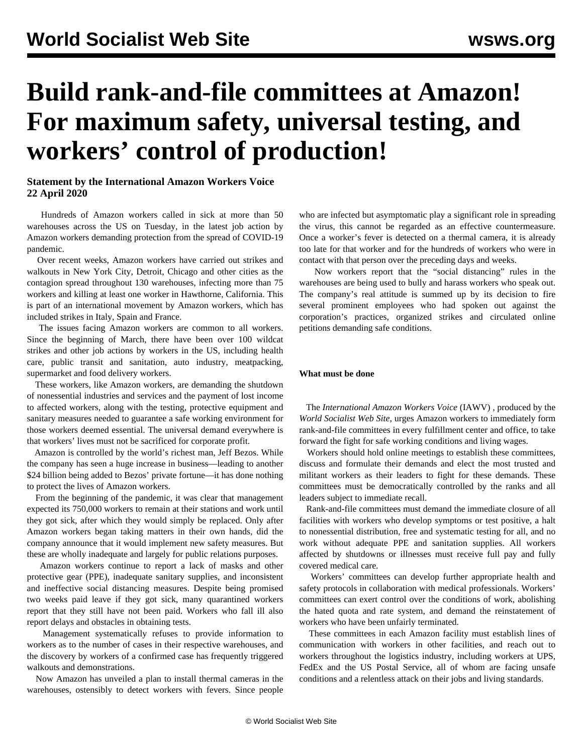# Build rank-and-file committees at Amazon! For maximum safety, universal testing, and workers' control of production!

**Statement by the International Amazon Workers Voice**
**22 April 2020**

Hundreds of Amazon workers called in sick at more than 50 warehouses across the US on Tuesday, in the latest job action by Amazon workers demanding protection from the spread of COVID-19 pandemic.

Over recent weeks, Amazon workers have carried out strikes and walkouts in New York City, Detroit, Chicago and other cities as the contagion spread throughout 130 warehouses, infecting more than 75 workers and killing at least one worker in Hawthorne, California. This is part of an international movement by Amazon workers, which has included strikes in Italy, Spain and France.

The issues facing Amazon workers are common to all workers. Since the beginning of March, there have been over 100 wildcat strikes and other job actions by workers in the US, including health care, public transit and sanitation, auto industry, meatpacking, supermarket and food delivery workers.

These workers, like Amazon workers, are demanding the shutdown of nonessential industries and services and the payment of lost income to affected workers, along with the testing, protective equipment and sanitary measures needed to guarantee a safe working environment for those workers deemed essential. The universal demand everywhere is that workers' lives must not be sacrificed for corporate profit.

Amazon is controlled by the world's richest man, Jeff Bezos. While the company has seen a huge increase in business—leading to another $24 billion being added to Bezos' private fortune—it has done nothing to protect the lives of Amazon workers.

From the beginning of the pandemic, it was clear that management expected its 750,000 workers to remain at their stations and work until they got sick, after which they would simply be replaced. Only after Amazon workers began taking matters in their own hands, did the company announce that it would implement new safety measures. But these are wholly inadequate and largely for public relations purposes.

Amazon workers continue to report a lack of masks and other protective gear (PPE), inadequate sanitary supplies, and inconsistent and ineffective social distancing measures. Despite being promised two weeks paid leave if they got sick, many quarantined workers report that they still have not been paid. Workers who fall ill also report delays and obstacles in obtaining tests.

Management systematically refuses to provide information to workers as to the number of cases in their respective warehouses, and the discovery by workers of a confirmed case has frequently triggered walkouts and demonstrations.

Now Amazon has unveiled a plan to install thermal cameras in the warehouses, ostensibly to detect workers with fevers. Since people who are infected but asymptomatic play a significant role in spreading the virus, this cannot be regarded as an effective countermeasure. Once a worker's fever is detected on a thermal camera, it is already too late for that worker and for the hundreds of workers who were in contact with that person over the preceding days and weeks.

Now workers report that the "social distancing" rules in the warehouses are being used to bully and harass workers who speak out. The company's real attitude is summed up by its decision to fire several prominent employees who had spoken out against the corporation's practices, organized strikes and circulated online petitions demanding safe conditions.

**What must be done**

The *International Amazon Workers Voice* (IAWV) , produced by the *World Socialist Web Site*, urges Amazon workers to immediately form rank-and-file committees in every fulfillment center and office, to take forward the fight for safe working conditions and living wages.

Workers should hold online meetings to establish these committees, discuss and formulate their demands and elect the most trusted and militant workers as their leaders to fight for these demands. These committees must be democratically controlled by the ranks and all leaders subject to immediate recall.

Rank-and-file committees must demand the immediate closure of all facilities with workers who develop symptoms or test positive, a halt to nonessential distribution, free and systematic testing for all, and no work without adequate PPE and sanitation supplies. All workers affected by shutdowns or illnesses must receive full pay and fully covered medical care.

Workers' committees can develop further appropriate health and safety protocols in collaboration with medical professionals. Workers' committees can exert control over the conditions of work, abolishing the hated quota and rate system, and demand the reinstatement of workers who have been unfairly terminated.

These committees in each Amazon facility must establish lines of communication with workers in other facilities, and reach out to workers throughout the logistics industry, including workers at UPS, FedEx and the US Postal Service, all of whom are facing unsafe conditions and a relentless attack on their jobs and living standards.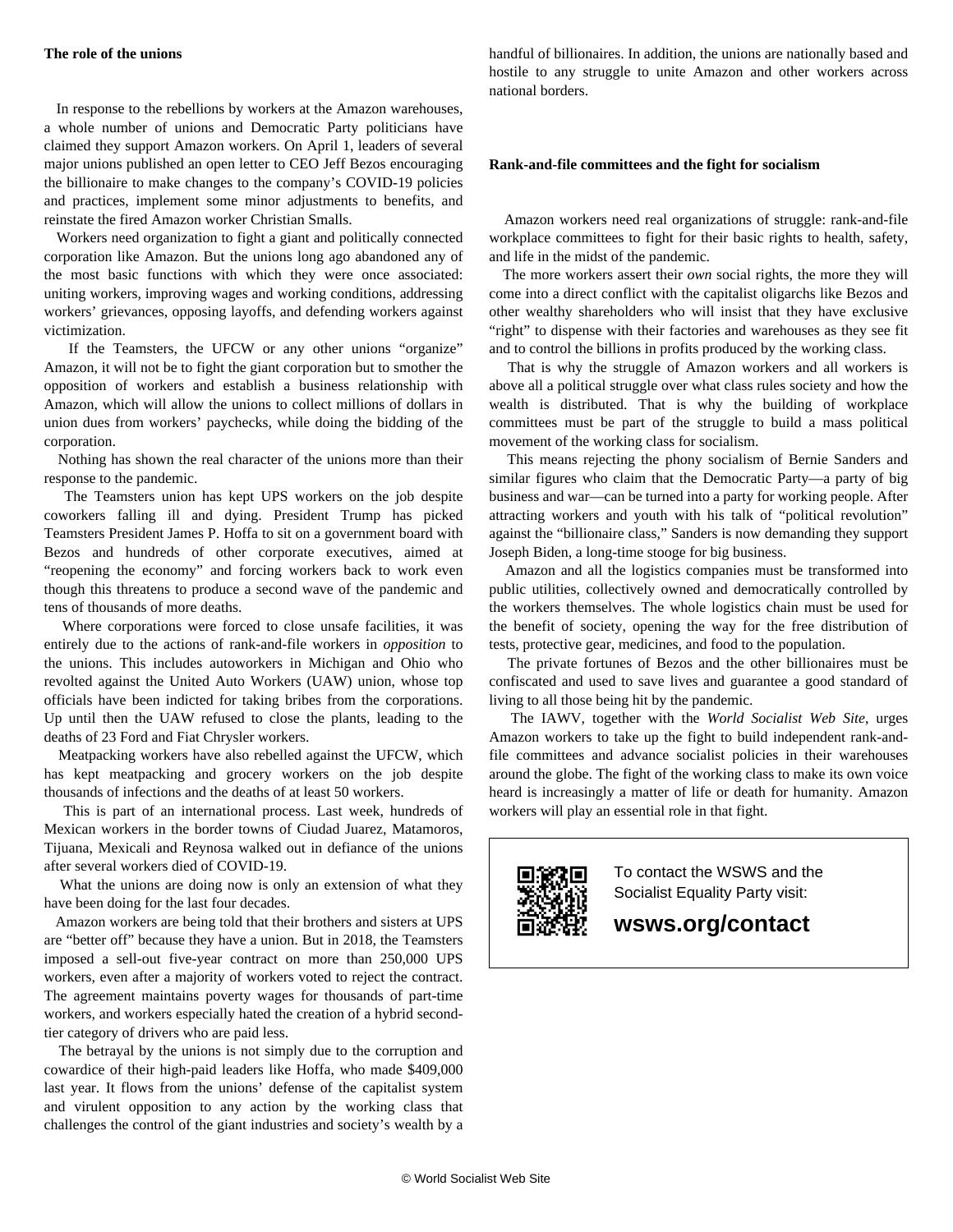**The role of the unions**

In response to the rebellions by workers at the Amazon warehouses, a whole number of unions and Democratic Party politicians have claimed they support Amazon workers. On April 1, leaders of several major unions published an open letter to CEO Jeff Bezos encouraging the billionaire to make changes to the company's COVID-19 policies and practices, implement some minor adjustments to benefits, and reinstate the fired Amazon worker Christian Smalls.

Workers need organization to fight a giant and politically connected corporation like Amazon. But the unions long ago abandoned any of the most basic functions with which they were once associated: uniting workers, improving wages and working conditions, addressing workers' grievances, opposing layoffs, and defending workers against victimization.

If the Teamsters, the UFCW or any other unions "organize" Amazon, it will not be to fight the giant corporation but to smother the opposition of workers and establish a business relationship with Amazon, which will allow the unions to collect millions of dollars in union dues from workers' paychecks, while doing the bidding of the corporation.

Nothing has shown the real character of the unions more than their response to the pandemic.

The Teamsters union has kept UPS workers on the job despite coworkers falling ill and dying. President Trump has picked Teamsters President James P. Hoffa to sit on a government board with Bezos and hundreds of other corporate executives, aimed at "reopening the economy" and forcing workers back to work even though this threatens to produce a second wave of the pandemic and tens of thousands of more deaths.

Where corporations were forced to close unsafe facilities, it was entirely due to the actions of rank-and-file workers in *opposition* to the unions. This includes autoworkers in Michigan and Ohio who revolted against the United Auto Workers (UAW) union, whose top officials have been indicted for taking bribes from the corporations. Up until then the UAW refused to close the plants, leading to the deaths of 23 Ford and Fiat Chrysler workers.

Meatpacking workers have also rebelled against the UFCW, which has kept meatpacking and grocery workers on the job despite thousands of infections and the deaths of at least 50 workers.

This is part of an international process. Last week, hundreds of Mexican workers in the border towns of Ciudad Juarez, Matamoros, Tijuana, Mexicali and Reynosa walked out in defiance of the unions after several workers died of COVID-19.

What the unions are doing now is only an extension of what they have been doing for the last four decades.

Amazon workers are being told that their brothers and sisters at UPS are "better off" because they have a union. But in 2018, the Teamsters imposed a sell-out five-year contract on more than 250,000 UPS workers, even after a majority of workers voted to reject the contract. The agreement maintains poverty wages for thousands of part-time workers, and workers especially hated the creation of a hybrid second-tier category of drivers who are paid less.

The betrayal by the unions is not simply due to the corruption and cowardice of their high-paid leaders like Hoffa, who made $409,000 last year. It flows from the unions' defense of the capitalist system and virulent opposition to any action by the working class that challenges the control of the giant industries and society's wealth by a handful of billionaires. In addition, the unions are nationally based and hostile to any struggle to unite Amazon and other workers across national borders.

**Rank-and-file committees and the fight for socialism**

Amazon workers need real organizations of struggle: rank-and-file workplace committees to fight for their basic rights to health, safety, and life in the midst of the pandemic.

The more workers assert their *own* social rights, the more they will come into a direct conflict with the capitalist oligarchs like Bezos and other wealthy shareholders who will insist that they have exclusive "right" to dispense with their factories and warehouses as they see fit and to control the billions in profits produced by the working class.

That is why the struggle of Amazon workers and all workers is above all a political struggle over what class rules society and how the wealth is distributed. That is why the building of workplace committees must be part of the struggle to build a mass political movement of the working class for socialism.

This means rejecting the phony socialism of Bernie Sanders and similar figures who claim that the Democratic Party—a party of big business and war—can be turned into a party for working people. After attracting workers and youth with his talk of "political revolution" against the "billionaire class," Sanders is now demanding they support Joseph Biden, a long-time stooge for big business.

Amazon and all the logistics companies must be transformed into public utilities, collectively owned and democratically controlled by the workers themselves. The whole logistics chain must be used for the benefit of society, opening the way for the free distribution of tests, protective gear, medicines, and food to the population.

The private fortunes of Bezos and the other billionaires must be confiscated and used to save lives and guarantee a good standard of living to all those being hit by the pandemic.

The IAWV, together with the *World Socialist Web Site*, urges Amazon workers to take up the fight to build independent rank-and-file committees and advance socialist policies in their warehouses around the globe. The fight of the working class to make its own voice heard is increasingly a matter of life or death for humanity. Amazon workers will play an essential role in that fight.

To contact the WSWS and the Socialist Equality Party visit:

**wsws.org/contact**